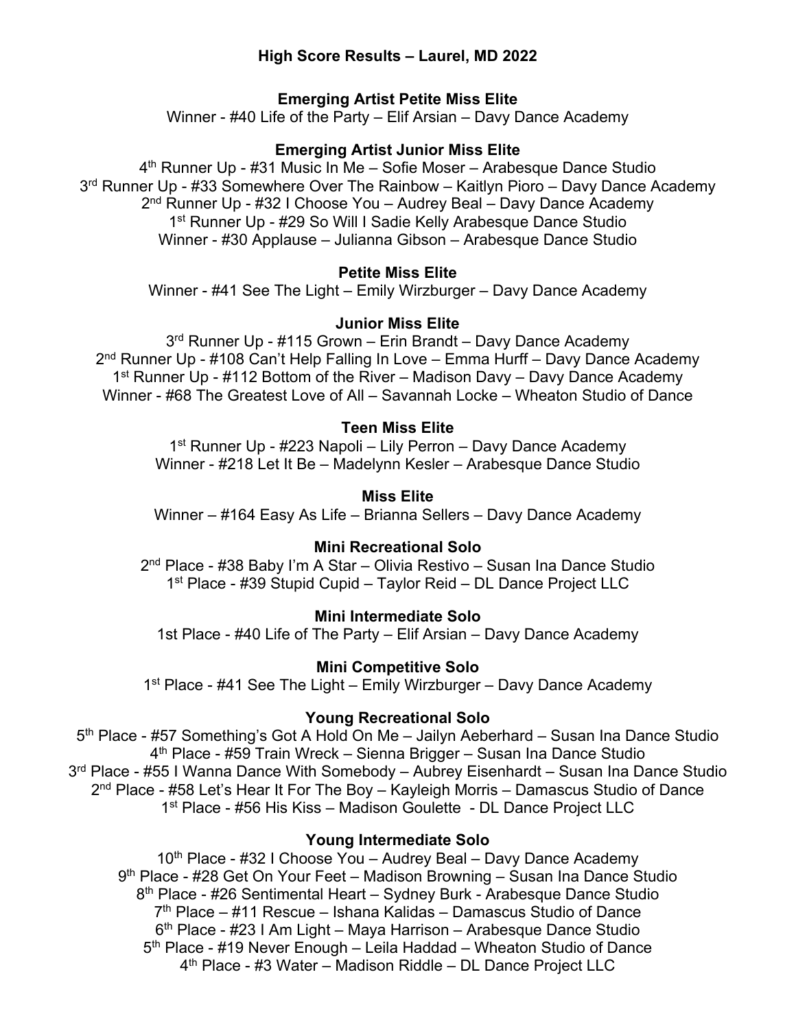## High Score Results – Laurel, MD 2022

### Emerging Artist Petite Miss Elite

Winner - #40 Life of the Party – Elif Arsian – Davy Dance Academy

### Emerging Artist Junior Miss Elite

4th Runner Up - #31 Music In Me – Sofie Moser – Arabesque Dance Studio
3rd Runner Up - #33 Somewhere Over The Rainbow – Kaitlyn Pioro – Davy Dance Academy
2nd Runner Up - #32 I Choose You – Audrey Beal – Davy Dance Academy
1st Runner Up - #29 So Will I Sadie Kelly Arabesque Dance Studio
Winner - #30 Applause – Julianna Gibson – Arabesque Dance Studio

### Petite Miss Elite

Winner - #41 See The Light – Emily Wirzburger – Davy Dance Academy

### Junior Miss Elite

3rd Runner Up - #115 Grown – Erin Brandt – Davy Dance Academy
2nd Runner Up - #108 Can't Help Falling In Love – Emma Hurff – Davy Dance Academy
1st Runner Up - #112 Bottom of the River – Madison Davy – Davy Dance Academy
Winner - #68 The Greatest Love of All – Savannah Locke – Wheaton Studio of Dance

### Teen Miss Elite

1st Runner Up - #223 Napoli – Lily Perron – Davy Dance Academy
Winner - #218 Let It Be – Madelynn Kesler – Arabesque Dance Studio

### Miss Elite

Winner – #164 Easy As Life – Brianna Sellers – Davy Dance Academy

### Mini Recreational Solo

2nd Place - #38 Baby I'm A Star – Olivia Restivo – Susan Ina Dance Studio
1st Place - #39 Stupid Cupid – Taylor Reid – DL Dance Project LLC

### Mini Intermediate Solo

1st Place - #40 Life of The Party – Elif Arsian – Davy Dance Academy

### Mini Competitive Solo

1st Place - #41 See The Light – Emily Wirzburger – Davy Dance Academy

### Young Recreational Solo

5th Place - #57 Something's Got A Hold On Me – Jailyn Aeberhard – Susan Ina Dance Studio
4th Place - #59 Train Wreck – Sienna Brigger – Susan Ina Dance Studio
3rd Place - #55 I Wanna Dance With Somebody – Aubrey Eisenhardt – Susan Ina Dance Studio
2nd Place - #58 Let's Hear It For The Boy – Kayleigh Morris – Damascus Studio of Dance
1st Place - #56 His Kiss – Madison Goulette - DL Dance Project LLC

### Young Intermediate Solo

10th Place - #32 I Choose You – Audrey Beal – Davy Dance Academy
9th Place - #28 Get On Your Feet – Madison Browning – Susan Ina Dance Studio
8th Place - #26 Sentimental Heart – Sydney Burk - Arabesque Dance Studio
7th Place – #11 Rescue – Ishana Kalidas – Damascus Studio of Dance
6th Place - #23 I Am Light – Maya Harrison – Arabesque Dance Studio
5th Place - #19 Never Enough – Leila Haddad – Wheaton Studio of Dance
4th Place - #3 Water – Madison Riddle – DL Dance Project LLC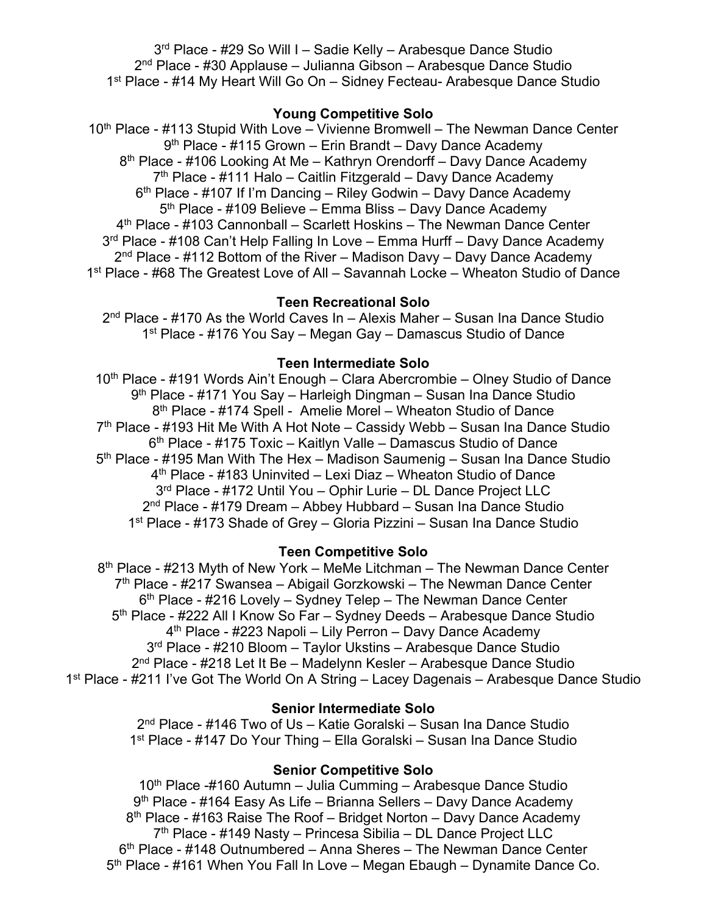3rd Place - #29 So Will I – Sadie Kelly – Arabesque Dance Studio
2nd Place - #30 Applause – Julianna Gibson – Arabesque Dance Studio
1st Place - #14 My Heart Will Go On – Sidney Fecteau- Arabesque Dance Studio

**Young Competitive Solo**

10th Place - #113 Stupid With Love – Vivienne Bromwell – The Newman Dance Center
9th Place - #115 Grown – Erin Brandt – Davy Dance Academy
8th Place - #106 Looking At Me – Kathryn Orendorff – Davy Dance Academy
7th Place - #111 Halo – Caitlin Fitzgerald – Davy Dance Academy
6th Place - #107 If I'm Dancing – Riley Godwin – Davy Dance Academy
5th Place - #109 Believe – Emma Bliss – Davy Dance Academy
4th Place - #103 Cannonball – Scarlett Hoskins – The Newman Dance Center
3rd Place - #108 Can't Help Falling In Love – Emma Hurff – Davy Dance Academy
2nd Place - #112 Bottom of the River – Madison Davy – Davy Dance Academy
1st Place - #68 The Greatest Love of All – Savannah Locke – Wheaton Studio of Dance

**Teen Recreational Solo**

2nd Place - #170 As the World Caves In – Alexis Maher – Susan Ina Dance Studio
1st Place - #176 You Say – Megan Gay – Damascus Studio of Dance

**Teen Intermediate Solo**

10th Place - #191 Words Ain't Enough – Clara Abercrombie – Olney Studio of Dance
9th Place - #171 You Say – Harleigh Dingman – Susan Ina Dance Studio
8th Place - #174 Spell - Amelie Morel – Wheaton Studio of Dance
7th Place - #193 Hit Me With A Hot Note – Cassidy Webb – Susan Ina Dance Studio
6th Place - #175 Toxic – Kaitlyn Valle – Damascus Studio of Dance
5th Place - #195 Man With The Hex – Madison Saumenig – Susan Ina Dance Studio
4th Place - #183 Uninvited – Lexi Diaz – Wheaton Studio of Dance
3rd Place - #172 Until You – Ophir Lurie – DL Dance Project LLC
2nd Place - #179 Dream – Abbey Hubbard – Susan Ina Dance Studio
1st Place - #173 Shade of Grey – Gloria Pizzini – Susan Ina Dance Studio

**Teen Competitive Solo**

8th Place - #213 Myth of New York – MeMe Litchman – The Newman Dance Center
7th Place - #217 Swansea – Abigail Gorzkowski – The Newman Dance Center
6th Place - #216 Lovely – Sydney Telep – The Newman Dance Center
5th Place - #222 All I Know So Far – Sydney Deeds – Arabesque Dance Studio
4th Place - #223 Napoli – Lily Perron – Davy Dance Academy
3rd Place - #210 Bloom – Taylor Ukstins – Arabesque Dance Studio
2nd Place - #218 Let It Be – Madelynn Kesler – Arabesque Dance Studio
1st Place - #211 I've Got The World On A String – Lacey Dagenais – Arabesque Dance Studio

**Senior Intermediate Solo**

2nd Place - #146 Two of Us – Katie Goralski – Susan Ina Dance Studio
1st Place - #147 Do Your Thing – Ella Goralski – Susan Ina Dance Studio

**Senior Competitive Solo**

10th Place -#160 Autumn – Julia Cumming – Arabesque Dance Studio
9th Place - #164 Easy As Life – Brianna Sellers – Davy Dance Academy
8th Place - #163 Raise The Roof – Bridget Norton – Davy Dance Academy
7th Place - #149 Nasty – Princesa Sibilia – DL Dance Project LLC
6th Place - #148 Outnumbered – Anna Sheres – The Newman Dance Center
5th Place - #161 When You Fall In Love – Megan Ebaugh – Dynamite Dance Co.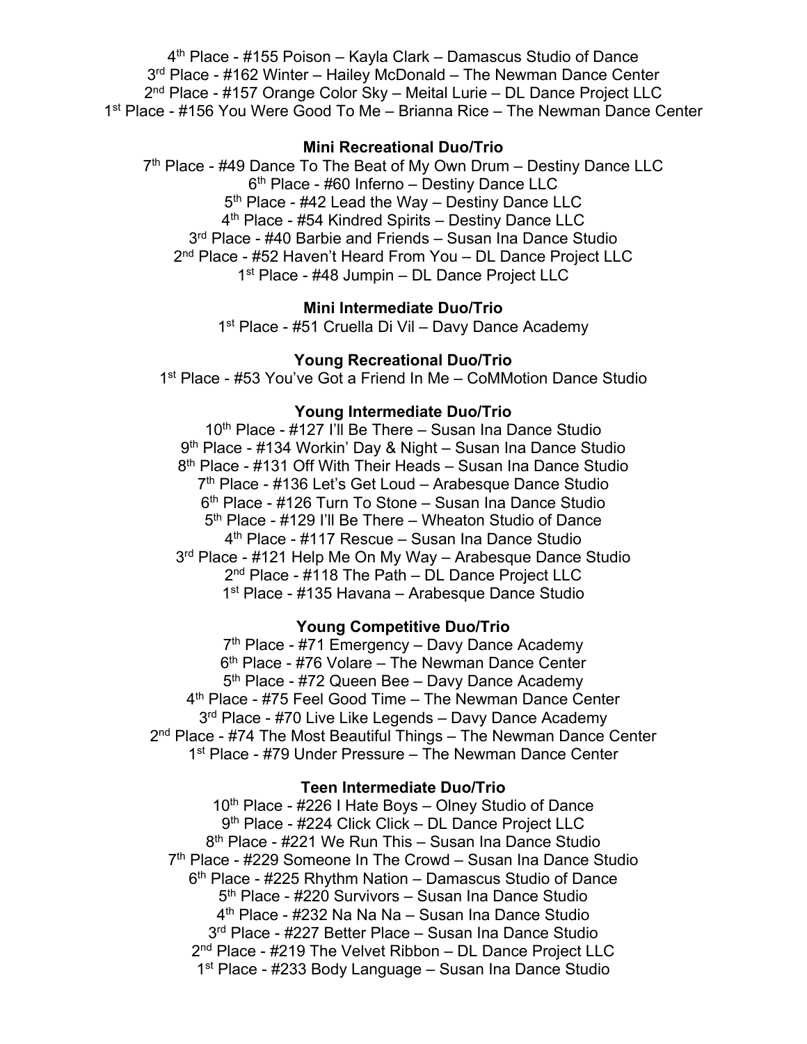4th Place - #155 Poison – Kayla Clark – Damascus Studio of Dance
3rd Place - #162 Winter – Hailey McDonald – The Newman Dance Center
2nd Place - #157 Orange Color Sky – Meital Lurie – DL Dance Project LLC
1st Place - #156 You Were Good To Me – Brianna Rice – The Newman Dance Center

**Mini Recreational Duo/Trio**

7th Place - #49 Dance To The Beat of My Own Drum – Destiny Dance LLC
6th Place - #60 Inferno – Destiny Dance LLC
5th Place - #42 Lead the Way – Destiny Dance LLC
4th Place - #54 Kindred Spirits – Destiny Dance LLC
3rd Place - #40 Barbie and Friends – Susan Ina Dance Studio
2nd Place - #52 Haven't Heard From You – DL Dance Project LLC
1st Place - #48 Jumpin – DL Dance Project LLC

**Mini Intermediate Duo/Trio**

1st Place - #51 Cruella Di Vil – Davy Dance Academy

**Young Recreational Duo/Trio**

1st Place - #53 You've Got a Friend In Me – CoMMotion Dance Studio

**Young Intermediate Duo/Trio**

10th Place - #127 I'll Be There – Susan Ina Dance Studio
9th Place - #134 Workin' Day & Night – Susan Ina Dance Studio
8th Place - #131 Off With Their Heads – Susan Ina Dance Studio
7th Place - #136 Let's Get Loud – Arabesque Dance Studio
6th Place - #126 Turn To Stone – Susan Ina Dance Studio
5th Place - #129 I'll Be There – Wheaton Studio of Dance
4th Place - #117 Rescue – Susan Ina Dance Studio
3rd Place - #121 Help Me On My Way – Arabesque Dance Studio
2nd Place - #118 The Path – DL Dance Project LLC
1st Place - #135 Havana – Arabesque Dance Studio

**Young Competitive Duo/Trio**

7th Place - #71 Emergency – Davy Dance Academy
6th Place - #76 Volare – The Newman Dance Center
5th Place - #72 Queen Bee – Davy Dance Academy
4th Place - #75 Feel Good Time – The Newman Dance Center
3rd Place - #70 Live Like Legends – Davy Dance Academy
2nd Place - #74 The Most Beautiful Things – The Newman Dance Center
1st Place - #79 Under Pressure – The Newman Dance Center

**Teen Intermediate Duo/Trio**

10th Place - #226 I Hate Boys – Olney Studio of Dance
9th Place - #224 Click Click – DL Dance Project LLC
8th Place - #221 We Run This – Susan Ina Dance Studio
7th Place - #229 Someone In The Crowd – Susan Ina Dance Studio
6th Place - #225 Rhythm Nation – Damascus Studio of Dance
5th Place - #220 Survivors – Susan Ina Dance Studio
4th Place - #232 Na Na Na – Susan Ina Dance Studio
3rd Place - #227 Better Place – Susan Ina Dance Studio
2nd Place - #219 The Velvet Ribbon – DL Dance Project LLC
1st Place - #233 Body Language – Susan Ina Dance Studio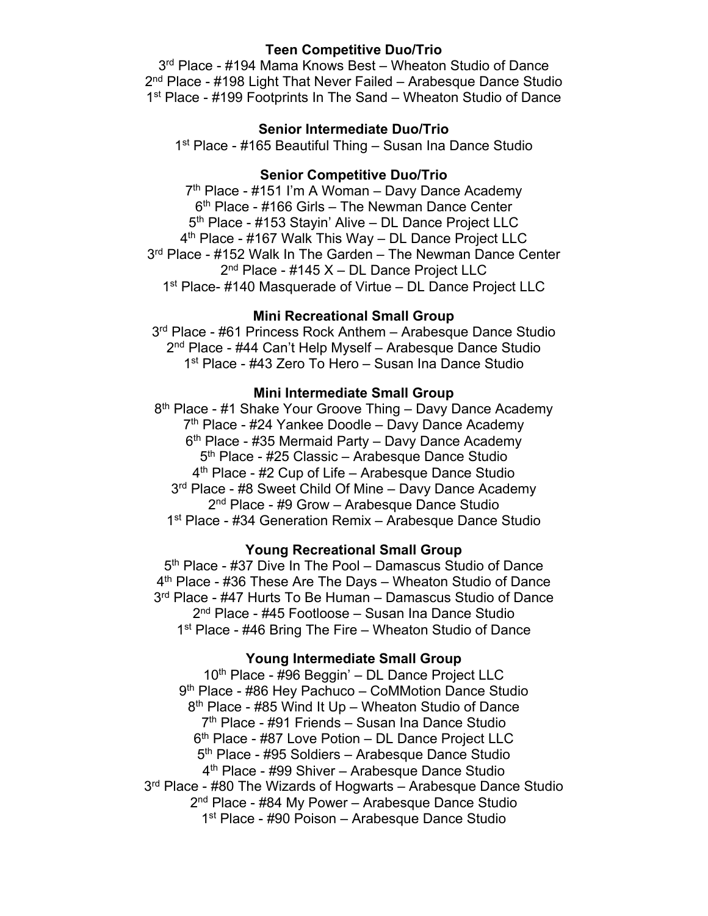**Teen Competitive Duo/Trio**

3rd Place - #194 Mama Knows Best – Wheaton Studio of Dance
2nd Place - #198 Light That Never Failed – Arabesque Dance Studio
1st Place - #199 Footprints In The Sand – Wheaton Studio of Dance

**Senior Intermediate Duo/Trio**

1st Place - #165 Beautiful Thing – Susan Ina Dance Studio

**Senior Competitive Duo/Trio**

7th Place - #151 I'm A Woman – Davy Dance Academy
6th Place - #166 Girls – The Newman Dance Center
5th Place - #153 Stayin' Alive – DL Dance Project LLC
4th Place - #167 Walk This Way – DL Dance Project LLC
3rd Place - #152 Walk In The Garden – The Newman Dance Center
2nd Place - #145 X – DL Dance Project LLC
1st Place- #140 Masquerade of Virtue – DL Dance Project LLC

**Mini Recreational Small Group**

3rd Place - #61 Princess Rock Anthem – Arabesque Dance Studio
2nd Place - #44 Can't Help Myself – Arabesque Dance Studio
1st Place - #43 Zero To Hero – Susan Ina Dance Studio

**Mini Intermediate Small Group**

8th Place - #1 Shake Your Groove Thing – Davy Dance Academy
7th Place - #24 Yankee Doodle – Davy Dance Academy
6th Place - #35 Mermaid Party – Davy Dance Academy
5th Place - #25 Classic – Arabesque Dance Studio
4th Place - #2 Cup of Life – Arabesque Dance Studio
3rd Place - #8 Sweet Child Of Mine – Davy Dance Academy
2nd Place - #9 Grow – Arabesque Dance Studio
1st Place - #34 Generation Remix – Arabesque Dance Studio

**Young Recreational Small Group**

5th Place - #37 Dive In The Pool – Damascus Studio of Dance
4th Place - #36 These Are The Days – Wheaton Studio of Dance
3rd Place - #47 Hurts To Be Human – Damascus Studio of Dance
2nd Place - #45 Footloose – Susan Ina Dance Studio
1st Place - #46 Bring The Fire – Wheaton Studio of Dance

**Young Intermediate Small Group**

10th Place - #96 Beggin' – DL Dance Project LLC
9th Place - #86 Hey Pachuco – CoMMotion Dance Studio
8th Place - #85 Wind It Up – Wheaton Studio of Dance
7th Place - #91 Friends – Susan Ina Dance Studio
6th Place - #87 Love Potion – DL Dance Project LLC
5th Place - #95 Soldiers – Arabesque Dance Studio
4th Place - #99 Shiver – Arabesque Dance Studio
3rd Place - #80 The Wizards of Hogwarts – Arabesque Dance Studio
2nd Place - #84 My Power – Arabesque Dance Studio
1st Place - #90 Poison – Arabesque Dance Studio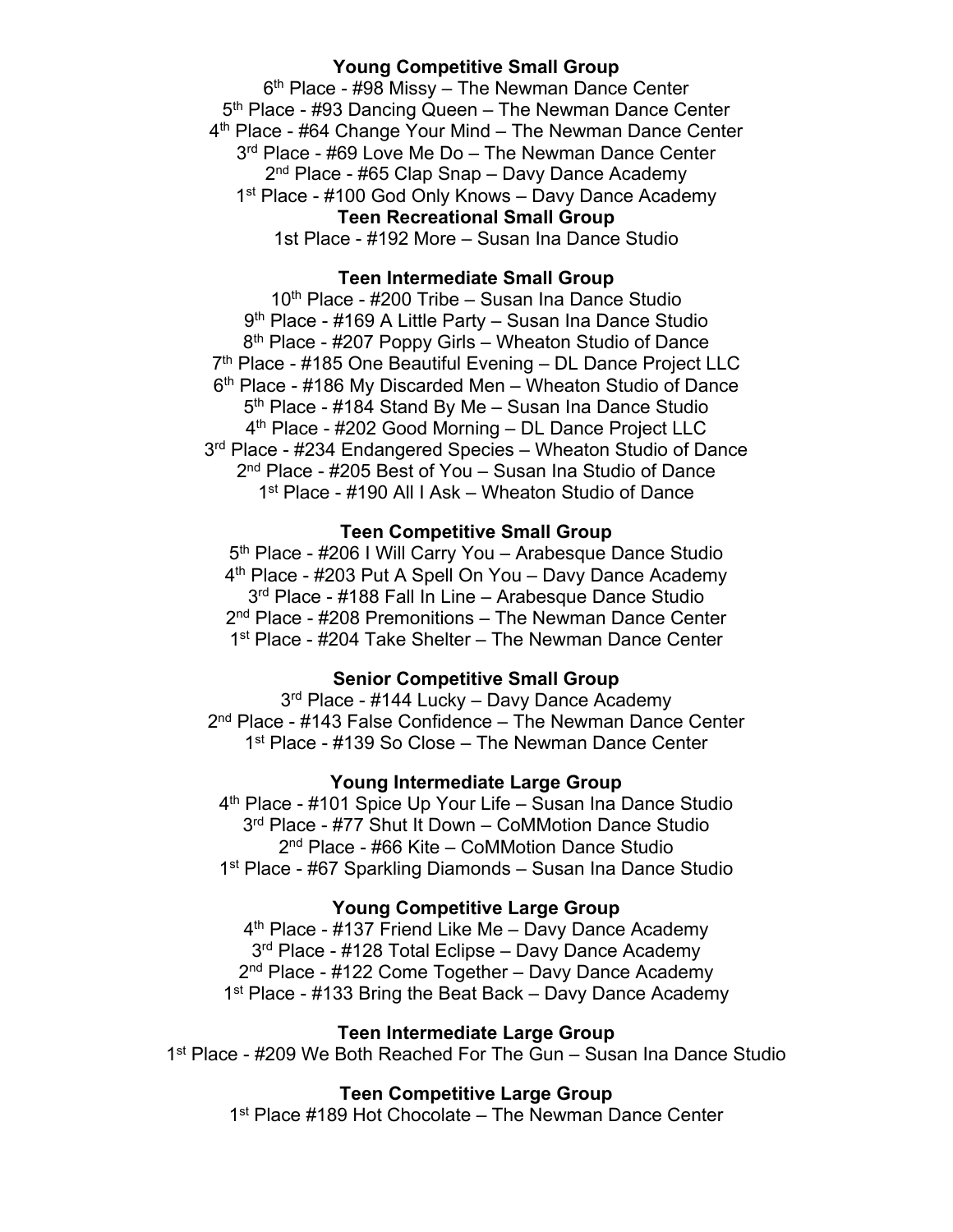**Young Competitive Small Group**

6th Place - #98 Missy – The Newman Dance Center
5th Place - #93 Dancing Queen – The Newman Dance Center
4th Place - #64 Change Your Mind – The Newman Dance Center
3rd Place - #69 Love Me Do – The Newman Dance Center
2nd Place - #65 Clap Snap – Davy Dance Academy
1st Place - #100 God Only Knows – Davy Dance Academy

**Teen Recreational Small Group**

1st Place - #192 More – Susan Ina Dance Studio

**Teen Intermediate Small Group**

10th Place - #200 Tribe – Susan Ina Dance Studio
9th Place - #169 A Little Party – Susan Ina Dance Studio
8th Place - #207 Poppy Girls – Wheaton Studio of Dance
7th Place - #185 One Beautiful Evening – DL Dance Project LLC
6th Place - #186 My Discarded Men – Wheaton Studio of Dance
5th Place - #184 Stand By Me – Susan Ina Dance Studio
4th Place - #202 Good Morning – DL Dance Project LLC
3rd Place - #234 Endangered Species – Wheaton Studio of Dance
2nd Place - #205 Best of You – Susan Ina Studio of Dance
1st Place - #190 All I Ask – Wheaton Studio of Dance

**Teen Competitive Small Group**

5th Place - #206 I Will Carry You – Arabesque Dance Studio
4th Place - #203 Put A Spell On You – Davy Dance Academy
3rd Place - #188 Fall In Line – Arabesque Dance Studio
2nd Place - #208 Premonitions – The Newman Dance Center
1st Place - #204 Take Shelter – The Newman Dance Center

**Senior Competitive Small Group**

3rd Place - #144 Lucky – Davy Dance Academy
2nd Place - #143 False Confidence – The Newman Dance Center
1st Place - #139 So Close – The Newman Dance Center

**Young Intermediate Large Group**

4th Place - #101 Spice Up Your Life – Susan Ina Dance Studio
3rd Place - #77 Shut It Down – CoMMotion Dance Studio
2nd Place - #66 Kite – CoMMotion Dance Studio
1st Place - #67 Sparkling Diamonds – Susan Ina Dance Studio

**Young Competitive Large Group**

4th Place - #137 Friend Like Me – Davy Dance Academy
3rd Place - #128 Total Eclipse – Davy Dance Academy
2nd Place - #122 Come Together – Davy Dance Academy
1st Place - #133 Bring the Beat Back – Davy Dance Academy

**Teen Intermediate Large Group**

1st Place - #209 We Both Reached For The Gun – Susan Ina Dance Studio

**Teen Competitive Large Group**

1st Place #189 Hot Chocolate – The Newman Dance Center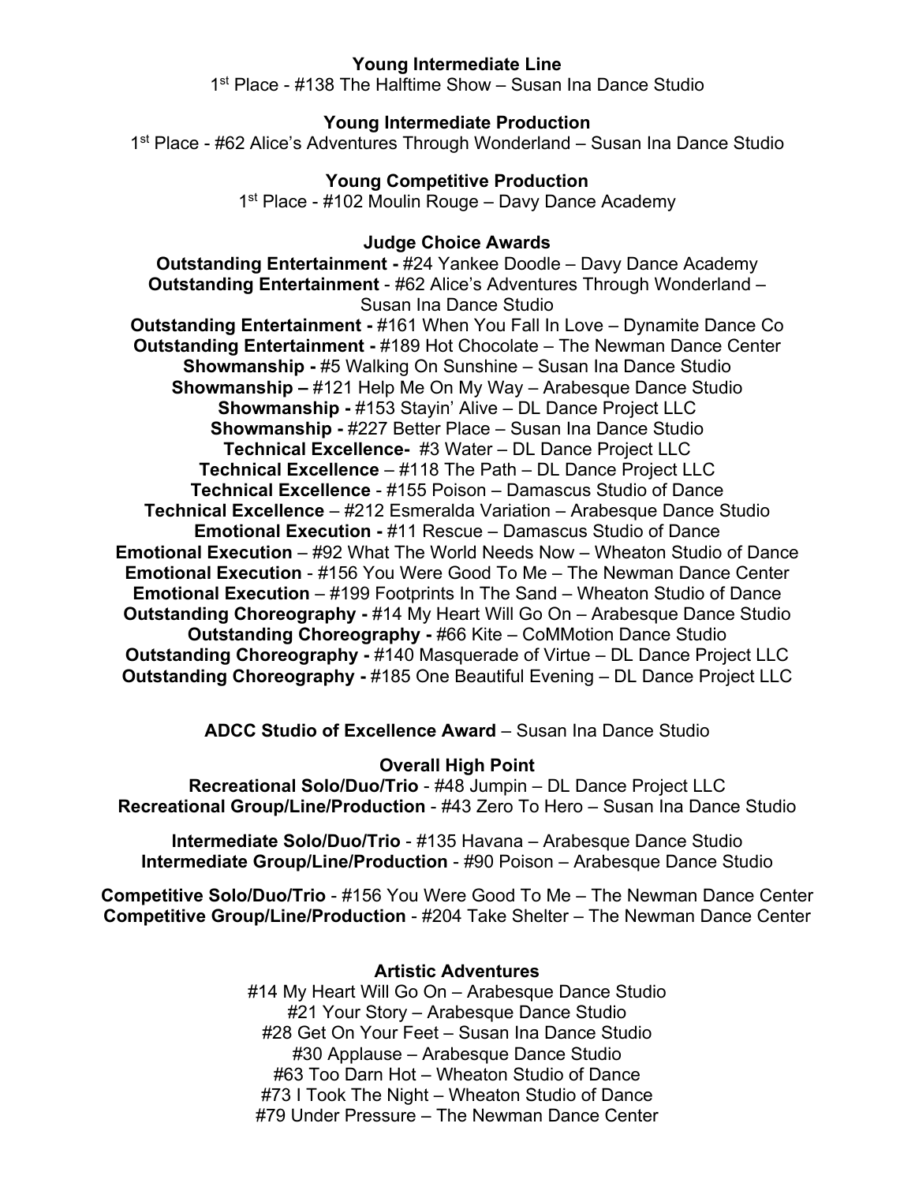**Young Intermediate Line**

1st Place - #138 The Halftime Show – Susan Ina Dance Studio

**Young Intermediate Production**

1st Place - #62 Alice's Adventures Through Wonderland – Susan Ina Dance Studio

**Young Competitive Production**

1st Place - #102 Moulin Rouge – Davy Dance Academy

**Judge Choice Awards**

**Outstanding Entertainment -** #24 Yankee Doodle – Davy Dance Academy
**Outstanding Entertainment** - #62 Alice's Adventures Through Wonderland – Susan Ina Dance Studio
**Outstanding Entertainment -** #161 When You Fall In Love – Dynamite Dance Co
**Outstanding Entertainment -** #189 Hot Chocolate – The Newman Dance Center
**Showmanship -** #5 Walking On Sunshine – Susan Ina Dance Studio
**Showmanship –** #121 Help Me On My Way – Arabesque Dance Studio
**Showmanship -** #153 Stayin' Alive – DL Dance Project LLC
**Showmanship -** #227 Better Place – Susan Ina Dance Studio
**Technical Excellence-** #3 Water – DL Dance Project LLC
**Technical Excellence** – #118 The Path – DL Dance Project LLC
**Technical Excellence** - #155 Poison – Damascus Studio of Dance
**Technical Excellence** – #212 Esmeralda Variation – Arabesque Dance Studio
**Emotional Execution -** #11 Rescue – Damascus Studio of Dance
**Emotional Execution** – #92 What The World Needs Now – Wheaton Studio of Dance
**Emotional Execution** - #156 You Were Good To Me – The Newman Dance Center
**Emotional Execution** – #199 Footprints In The Sand – Wheaton Studio of Dance
**Outstanding Choreography -** #14 My Heart Will Go On – Arabesque Dance Studio
**Outstanding Choreography -** #66 Kite – CoMMotion Dance Studio
**Outstanding Choreography -** #140 Masquerade of Virtue – DL Dance Project LLC
**Outstanding Choreography -** #185 One Beautiful Evening – DL Dance Project LLC

**ADCC Studio of Excellence Award** – Susan Ina Dance Studio

**Overall High Point**

**Recreational Solo/Duo/Trio** - #48 Jumpin – DL Dance Project LLC
**Recreational Group/Line/Production** - #43 Zero To Hero – Susan Ina Dance Studio

**Intermediate Solo/Duo/Trio** - #135 Havana – Arabesque Dance Studio
**Intermediate Group/Line/Production** - #90 Poison – Arabesque Dance Studio

**Competitive Solo/Duo/Trio** - #156 You Were Good To Me – The Newman Dance Center
**Competitive Group/Line/Production** - #204 Take Shelter – The Newman Dance Center

**Artistic Adventures**

#14 My Heart Will Go On – Arabesque Dance Studio
#21 Your Story – Arabesque Dance Studio
#28 Get On Your Feet – Susan Ina Dance Studio
#30 Applause – Arabesque Dance Studio
#63 Too Darn Hot – Wheaton Studio of Dance
#73 I Took The Night – Wheaton Studio of Dance
#79 Under Pressure – The Newman Dance Center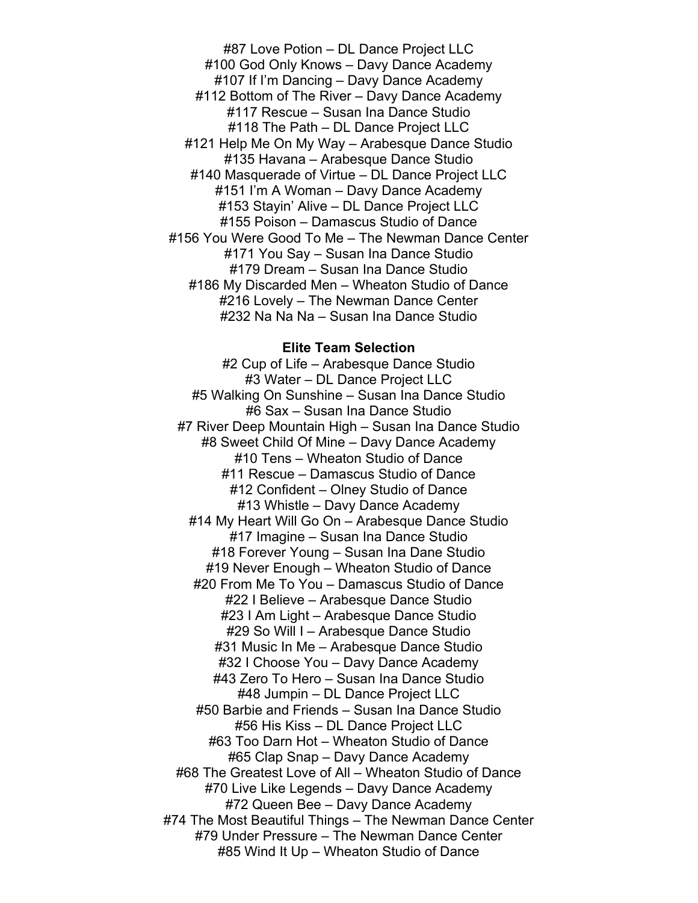#87 Love Potion – DL Dance Project LLC
#100 God Only Knows – Davy Dance Academy
#107 If I'm Dancing – Davy Dance Academy
#112 Bottom of The River – Davy Dance Academy
#117 Rescue – Susan Ina Dance Studio
#118 The Path – DL Dance Project LLC
#121 Help Me On My Way – Arabesque Dance Studio
#135 Havana – Arabesque Dance Studio
#140 Masquerade of Virtue – DL Dance Project LLC
#151 I'm A Woman – Davy Dance Academy
#153 Stayin' Alive – DL Dance Project LLC
#155 Poison – Damascus Studio of Dance
#156 You Were Good To Me – The Newman Dance Center
#171 You Say – Susan Ina Dance Studio
#179 Dream – Susan Ina Dance Studio
#186 My Discarded Men – Wheaton Studio of Dance
#216 Lovely – The Newman Dance Center
#232 Na Na Na – Susan Ina Dance Studio

**Elite Team Selection**

#2 Cup of Life – Arabesque Dance Studio
#3 Water – DL Dance Project LLC
#5 Walking On Sunshine – Susan Ina Dance Studio
#6 Sax – Susan Ina Dance Studio
#7 River Deep Mountain High – Susan Ina Dance Studio
#8 Sweet Child Of Mine – Davy Dance Academy
#10 Tens – Wheaton Studio of Dance
#11 Rescue – Damascus Studio of Dance
#12 Confident – Olney Studio of Dance
#13 Whistle – Davy Dance Academy
#14 My Heart Will Go On – Arabesque Dance Studio
#17 Imagine – Susan Ina Dance Studio
#18 Forever Young – Susan Ina Dane Studio
#19 Never Enough – Wheaton Studio of Dance
#20 From Me To You – Damascus Studio of Dance
#22 I Believe – Arabesque Dance Studio
#23 I Am Light – Arabesque Dance Studio
#29 So Will I – Arabesque Dance Studio
#31 Music In Me – Arabesque Dance Studio
#32 I Choose You – Davy Dance Academy
#43 Zero To Hero – Susan Ina Dance Studio
#48 Jumpin – DL Dance Project LLC
#50 Barbie and Friends – Susan Ina Dance Studio
#56 His Kiss – DL Dance Project LLC
#63 Too Darn Hot – Wheaton Studio of Dance
#65 Clap Snap – Davy Dance Academy
#68 The Greatest Love of All – Wheaton Studio of Dance
#70 Live Like Legends – Davy Dance Academy
#72 Queen Bee – Davy Dance Academy
#74 The Most Beautiful Things – The Newman Dance Center
#79 Under Pressure – The Newman Dance Center
#85 Wind It Up – Wheaton Studio of Dance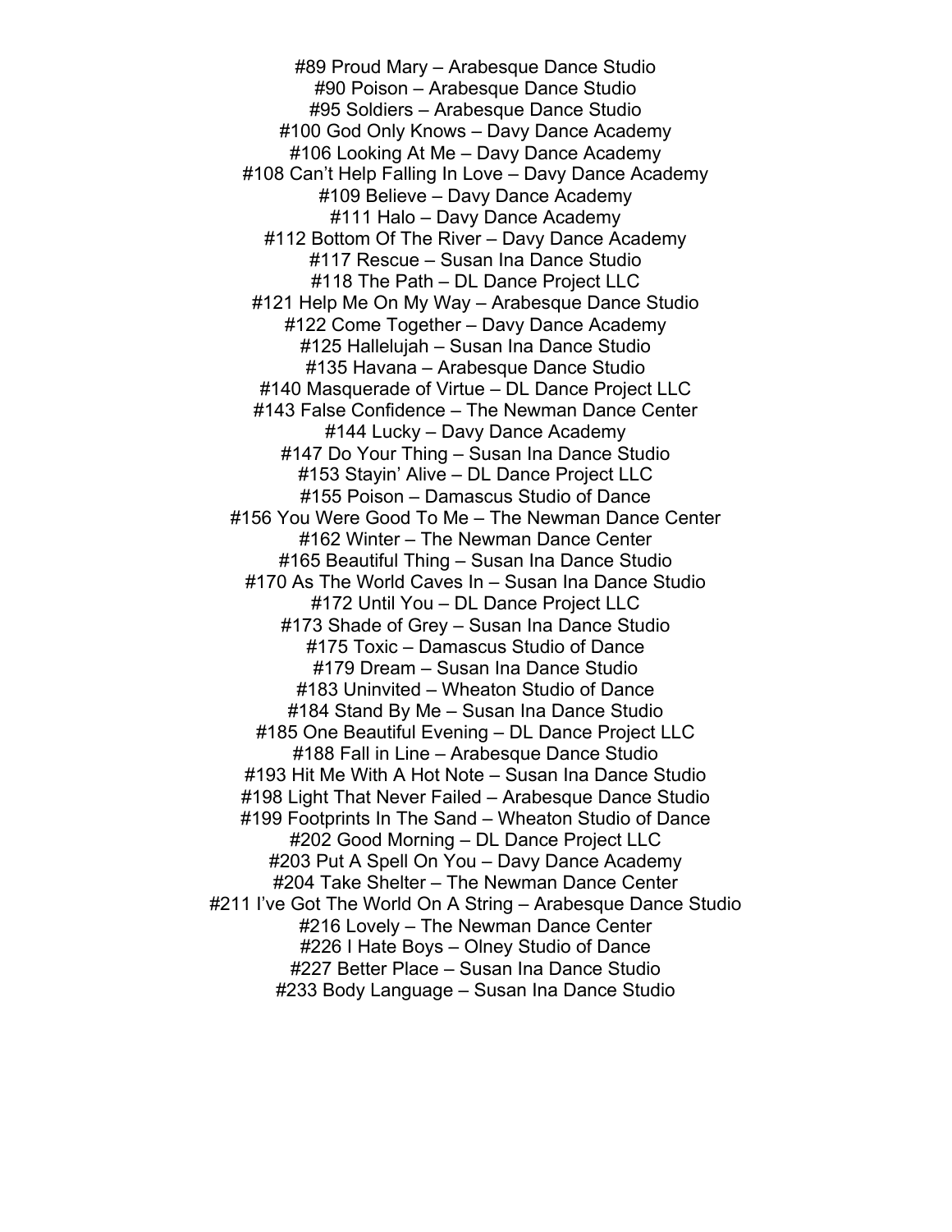#89 Proud Mary – Arabesque Dance Studio
#90 Poison – Arabesque Dance Studio
#95 Soldiers – Arabesque Dance Studio
#100 God Only Knows – Davy Dance Academy
#106 Looking At Me – Davy Dance Academy
#108 Can't Help Falling In Love – Davy Dance Academy
#109 Believe – Davy Dance Academy
#111 Halo – Davy Dance Academy
#112 Bottom Of The River – Davy Dance Academy
#117 Rescue – Susan Ina Dance Studio
#118 The Path – DL Dance Project LLC
#121 Help Me On My Way – Arabesque Dance Studio
#122 Come Together – Davy Dance Academy
#125 Hallelujah – Susan Ina Dance Studio
#135 Havana – Arabesque Dance Studio
#140 Masquerade of Virtue – DL Dance Project LLC
#143 False Confidence – The Newman Dance Center
#144 Lucky – Davy Dance Academy
#147 Do Your Thing – Susan Ina Dance Studio
#153 Stayin' Alive – DL Dance Project LLC
#155 Poison – Damascus Studio of Dance
#156 You Were Good To Me – The Newman Dance Center
#162 Winter – The Newman Dance Center
#165 Beautiful Thing – Susan Ina Dance Studio
#170 As The World Caves In – Susan Ina Dance Studio
#172 Until You – DL Dance Project LLC
#173 Shade of Grey – Susan Ina Dance Studio
#175 Toxic – Damascus Studio of Dance
#179 Dream – Susan Ina Dance Studio
#183 Uninvited – Wheaton Studio of Dance
#184 Stand By Me – Susan Ina Dance Studio
#185 One Beautiful Evening – DL Dance Project LLC
#188 Fall in Line – Arabesque Dance Studio
#193 Hit Me With A Hot Note – Susan Ina Dance Studio
#198 Light That Never Failed – Arabesque Dance Studio
#199 Footprints In The Sand – Wheaton Studio of Dance
#202 Good Morning – DL Dance Project LLC
#203 Put A Spell On You – Davy Dance Academy
#204 Take Shelter – The Newman Dance Center
#211 I've Got The World On A String – Arabesque Dance Studio
#216 Lovely – The Newman Dance Center
#226 I Hate Boys – Olney Studio of Dance
#227 Better Place – Susan Ina Dance Studio
#233 Body Language – Susan Ina Dance Studio